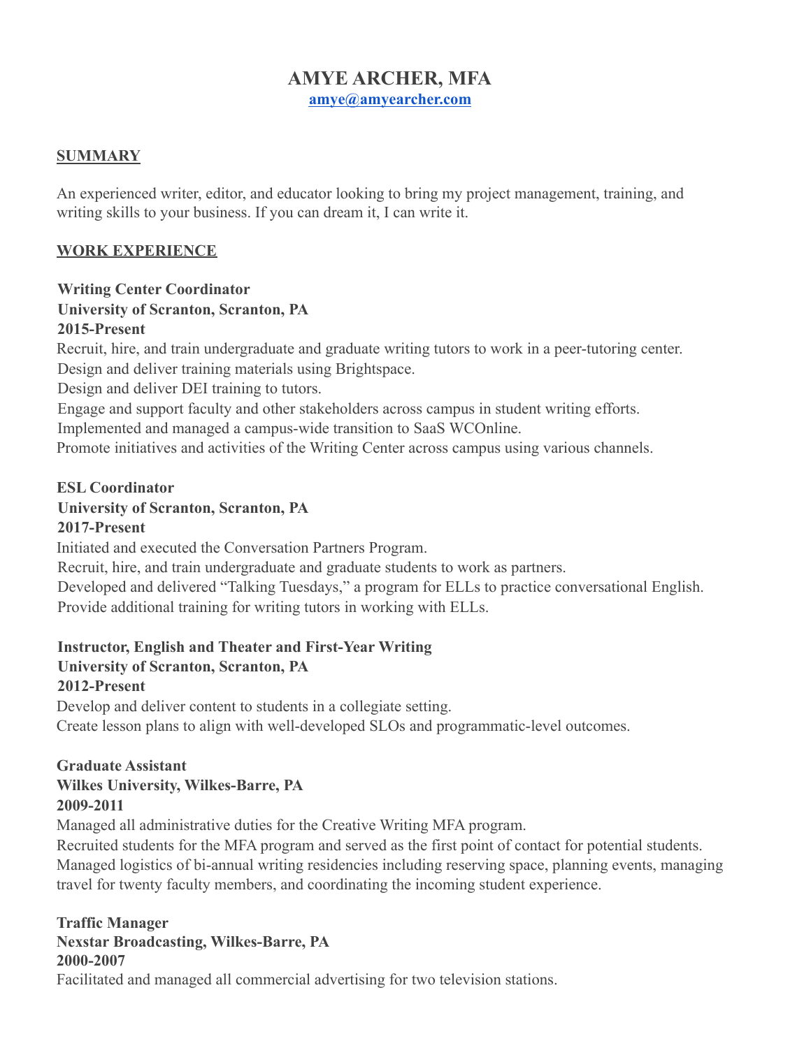# AMYE ARCHER, MFA

amye@amyearcher.com

## SUMMARY

An experienced writer, editor, and educator looking to bring my project management, training, and writing skills to your business. If you can dream it, I can write it.

## WORK EXPERIENCE

**Writing Center Coordinator**
**University of Scranton, Scranton, PA**
**2015-Present**

Recruit, hire, and train undergraduate and graduate writing tutors to work in a peer-tutoring center.
Design and deliver training materials using Brightspace.
Design and deliver DEI training to tutors.
Engage and support faculty and other stakeholders across campus in student writing efforts.
Implemented and managed a campus-wide transition to SaaS WCOnline.
Promote initiatives and activities of the Writing Center across campus using various channels.

**ESL Coordinator**
**University of Scranton, Scranton, PA**
**2017-Present**

Initiated and executed the Conversation Partners Program.
Recruit, hire, and train undergraduate and graduate students to work as partners.
Developed and delivered "Talking Tuesdays," a program for ELLs to practice conversational English.
Provide additional training for writing tutors in working with ELLs.

**Instructor, English and Theater and First-Year Writing**
**University of Scranton, Scranton, PA**
**2012-Present**

Develop and deliver content to students in a collegiate setting.
Create lesson plans to align with well-developed SLOs and programmatic-level outcomes.

**Graduate Assistant**
**Wilkes University, Wilkes-Barre, PA**
**2009-2011**

Managed all administrative duties for the Creative Writing MFA program.
Recruited students for the MFA program and served as the first point of contact for potential students.
Managed logistics of bi-annual writing residencies including reserving space, planning events, managing travel for twenty faculty members, and coordinating the incoming student experience.

**Traffic Manager**
**Nexstar Broadcasting, Wilkes-Barre, PA**
**2000-2007**

Facilitated and managed all commercial advertising for two television stations.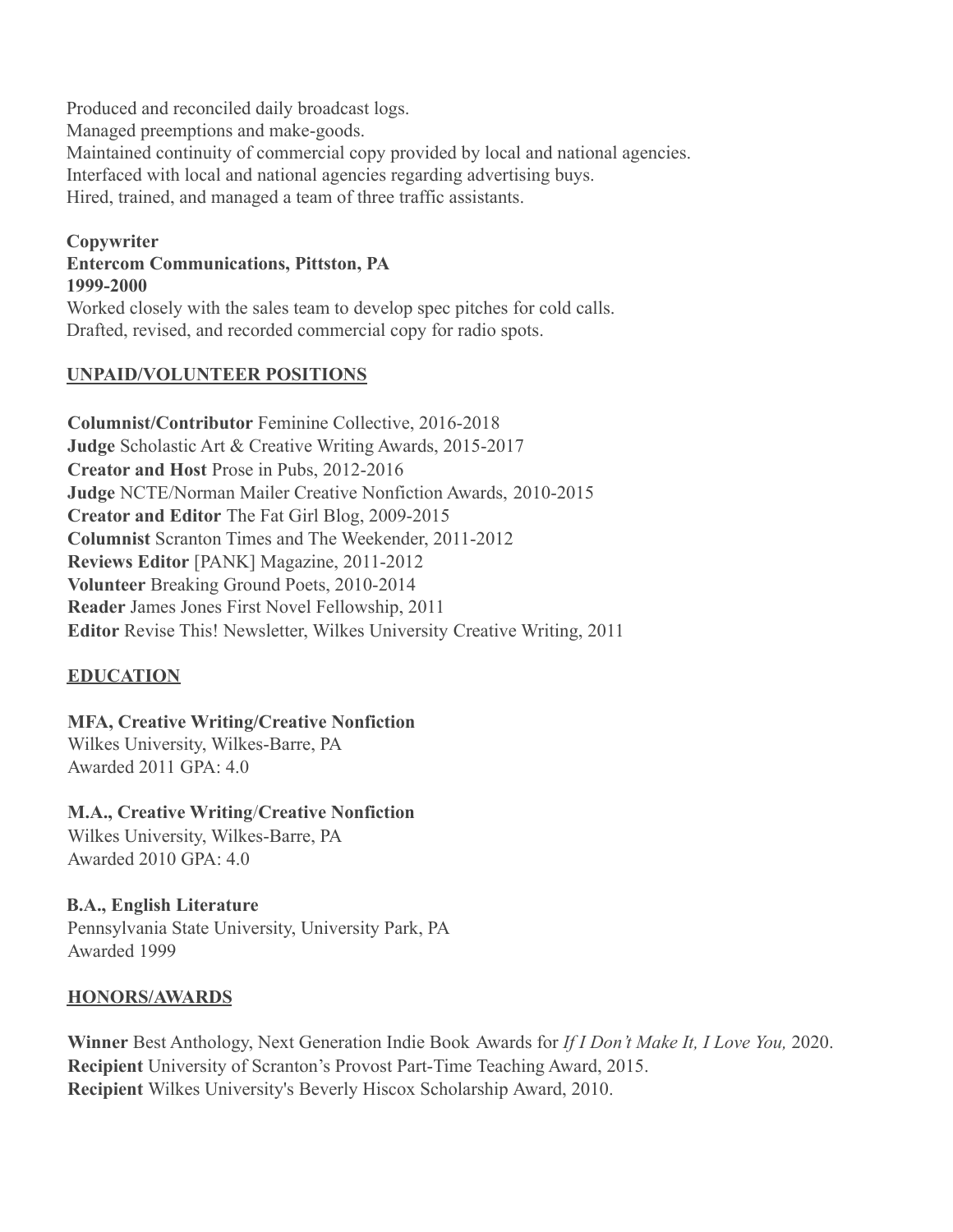Produced and reconciled daily broadcast logs.
Managed preemptions and make-goods.
Maintained continuity of commercial copy provided by local and national agencies.
Interfaced with local and national agencies regarding advertising buys.
Hired, trained, and managed a team of three traffic assistants.

**Copywriter**
**Entercom Communications, Pittston, PA**
**1999-2000**
Worked closely with the sales team to develop spec pitches for cold calls.
Drafted, revised, and recorded commercial copy for radio spots.

## UNPAID/VOLUNTEER POSITIONS

**Columnist/Contributor** Feminine Collective, 2016-2018
**Judge** Scholastic Art & Creative Writing Awards, 2015-2017
**Creator and Host** Prose in Pubs, 2012-2016
**Judge** NCTE/Norman Mailer Creative Nonfiction Awards, 2010-2015
**Creator and Editor** The Fat Girl Blog, 2009-2015
**Columnist** Scranton Times and The Weekender, 2011-2012
**Reviews Editor** [PANK] Magazine, 2011-2012
**Volunteer** Breaking Ground Poets, 2010-2014
**Reader** James Jones First Novel Fellowship, 2011
**Editor** Revise This! Newsletter, Wilkes University Creative Writing, 2011

## EDUCATION

**MFA, Creative Writing/Creative Nonfiction**
Wilkes University, Wilkes-Barre, PA
Awarded 2011 GPA: 4.0

**M.A., Creative Writing/Creative Nonfiction**
Wilkes University, Wilkes-Barre, PA
Awarded 2010 GPA: 4.0

**B.A., English Literature**
Pennsylvania State University, University Park, PA
Awarded 1999

## HONORS/AWARDS

**Winner** Best Anthology, Next Generation Indie Book Awards for *If I Don't Make It, I Love You,* 2020.
**Recipient** University of Scranton's Provost Part-Time Teaching Award, 2015.
**Recipient** Wilkes University's Beverly Hiscox Scholarship Award, 2010.